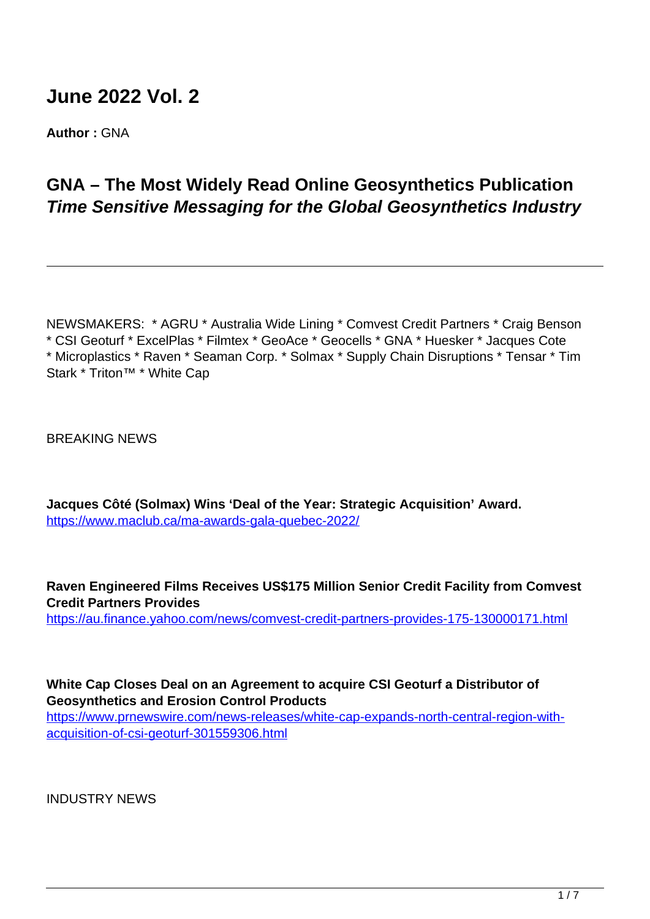# June 2022 Vol. 2

**Author :** GNA

## GNA – The Most Widely Read Online Geosynthetics Publication
## *Time Sensitive Messaging for the Global Geosynthetics Industry*

---

NEWSMAKERS: * AGRU * Australia Wide Lining * Comvest Credit Partners * Craig Benson * CSI Geoturf * ExcelPlas * Filmtex * GeoAce * Geocells * GNA * Huesker * Jacques Cote * Microplastics * Raven * Seaman Corp. * Solmax * Supply Chain Disruptions * Tensar * Tim Stark * Triton™ * White Cap

BREAKING NEWS

**Jacques Côté (Solmax) Wins 'Deal of the Year: Strategic Acquisition' Award.**
https://www.maclub.ca/ma-awards-gala-quebec-2022/

**Raven Engineered Films Receives US$175 Million Senior Credit Facility from Comvest Credit Partners Provides**
https://au.finance.yahoo.com/news/comvest-credit-partners-provides-175-130000171.html

**White Cap Closes Deal on an Agreement to acquire CSI Geoturf a Distributor of Geosynthetics and Erosion Control Products**
https://www.prnewswire.com/news-releases/white-cap-expands-north-central-region-with-acquisition-of-csi-geoturf-301559306.html

INDUSTRY NEWS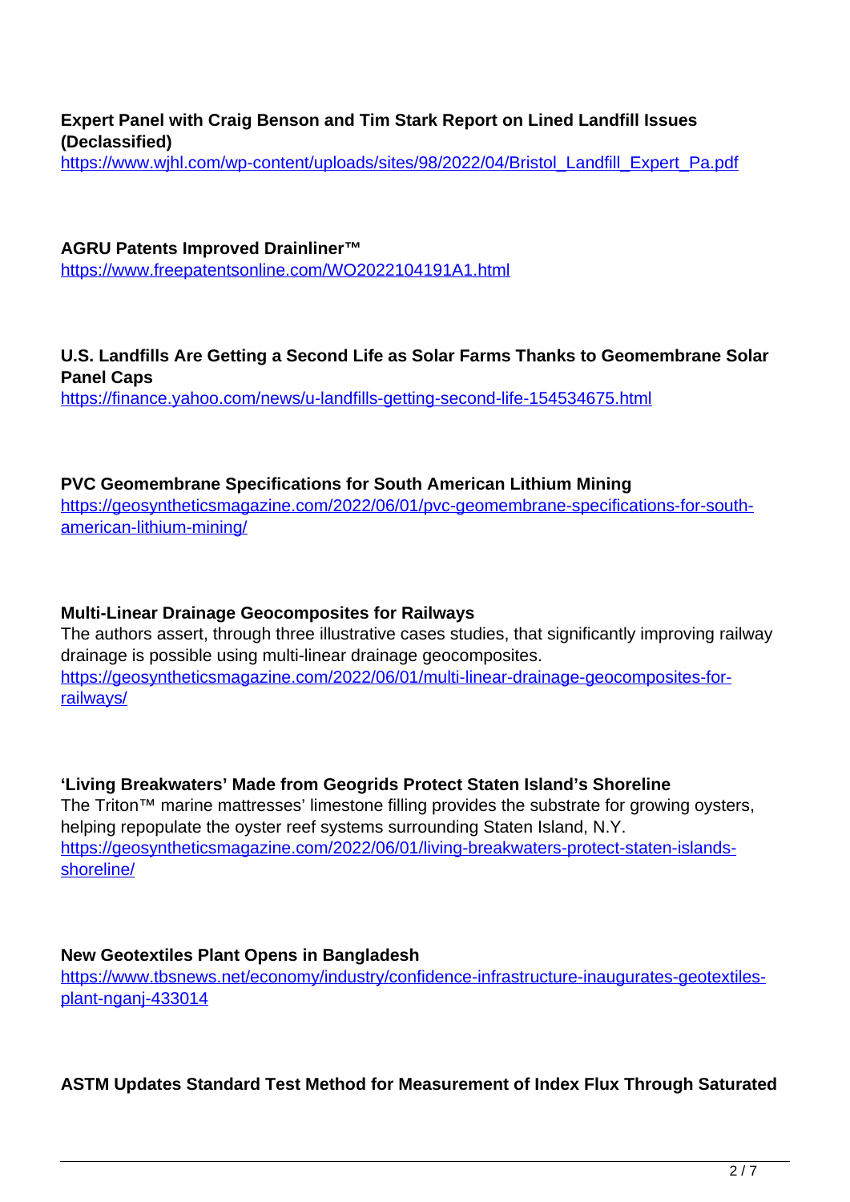**Expert Panel with Craig Benson and Tim Stark Report on Lined Landfill Issues (Declassified)**
https://www.wjhl.com/wp-content/uploads/sites/98/2022/04/Bristol_Landfill_Expert_Pa.pdf

**AGRU Patents Improved Drainliner™**
https://www.freepatentsonline.com/WO2022104191A1.html

**U.S. Landfills Are Getting a Second Life as Solar Farms Thanks to Geomembrane Solar Panel Caps**
https://finance.yahoo.com/news/u-landfills-getting-second-life-154534675.html

**PVC Geomembrane Specifications for South American Lithium Mining**
https://geosyntheticsmagazine.com/2022/06/01/pvc-geomembrane-specifications-for-south-american-lithium-mining/

**Multi-Linear Drainage Geocomposites for Railways**
The authors assert, through three illustrative cases studies, that significantly improving railway drainage is possible using multi-linear drainage geocomposites.
https://geosyntheticsmagazine.com/2022/06/01/multi-linear-drainage-geocomposites-for-railways/

**'Living Breakwaters' Made from Geogrids Protect Staten Island's Shoreline**
The Triton™ marine mattresses' limestone filling provides the substrate for growing oysters, helping repopulate the oyster reef systems surrounding Staten Island, N.Y.
https://geosyntheticsmagazine.com/2022/06/01/living-breakwaters-protect-staten-islands-shoreline/

**New Geotextiles Plant Opens in Bangladesh**
https://www.tbsnews.net/economy/industry/confidence-infrastructure-inaugurates-geotextiles-plant-nganj-433014

**ASTM Updates Standard Test Method for Measurement of Index Flux Through Saturated**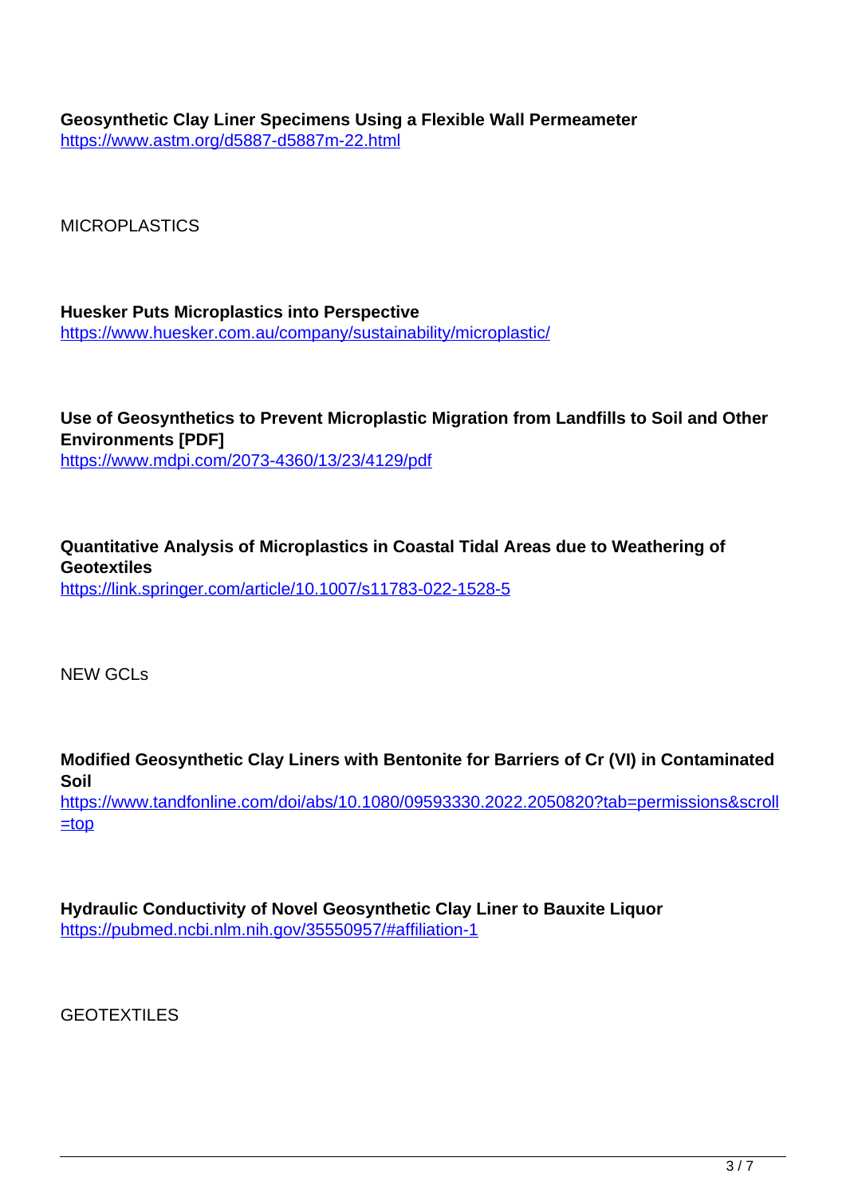**Geosynthetic Clay Liner Specimens Using a Flexible Wall Permeameter**
https://www.astm.org/d5887-d5887m-22.html

MICROPLASTICS

**Huesker Puts Microplastics into Perspective**
https://www.huesker.com.au/company/sustainability/microplastic/

**Use of Geosynthetics to Prevent Microplastic Migration from Landfills to Soil and Other Environments [PDF]**
https://www.mdpi.com/2073-4360/13/23/4129/pdf

**Quantitative Analysis of Microplastics in Coastal Tidal Areas due to Weathering of Geotextiles**
https://link.springer.com/article/10.1007/s11783-022-1528-5

NEW GCLs

**Modified Geosynthetic Clay Liners with Bentonite for Barriers of Cr (VI) in Contaminated Soil**
https://www.tandfonline.com/doi/abs/10.1080/09593330.2022.2050820?tab=permissions&scroll=top

**Hydraulic Conductivity of Novel Geosynthetic Clay Liner to Bauxite Liquor**
https://pubmed.ncbi.nlm.nih.gov/35550957/#affiliation-1

GEOTEXTILES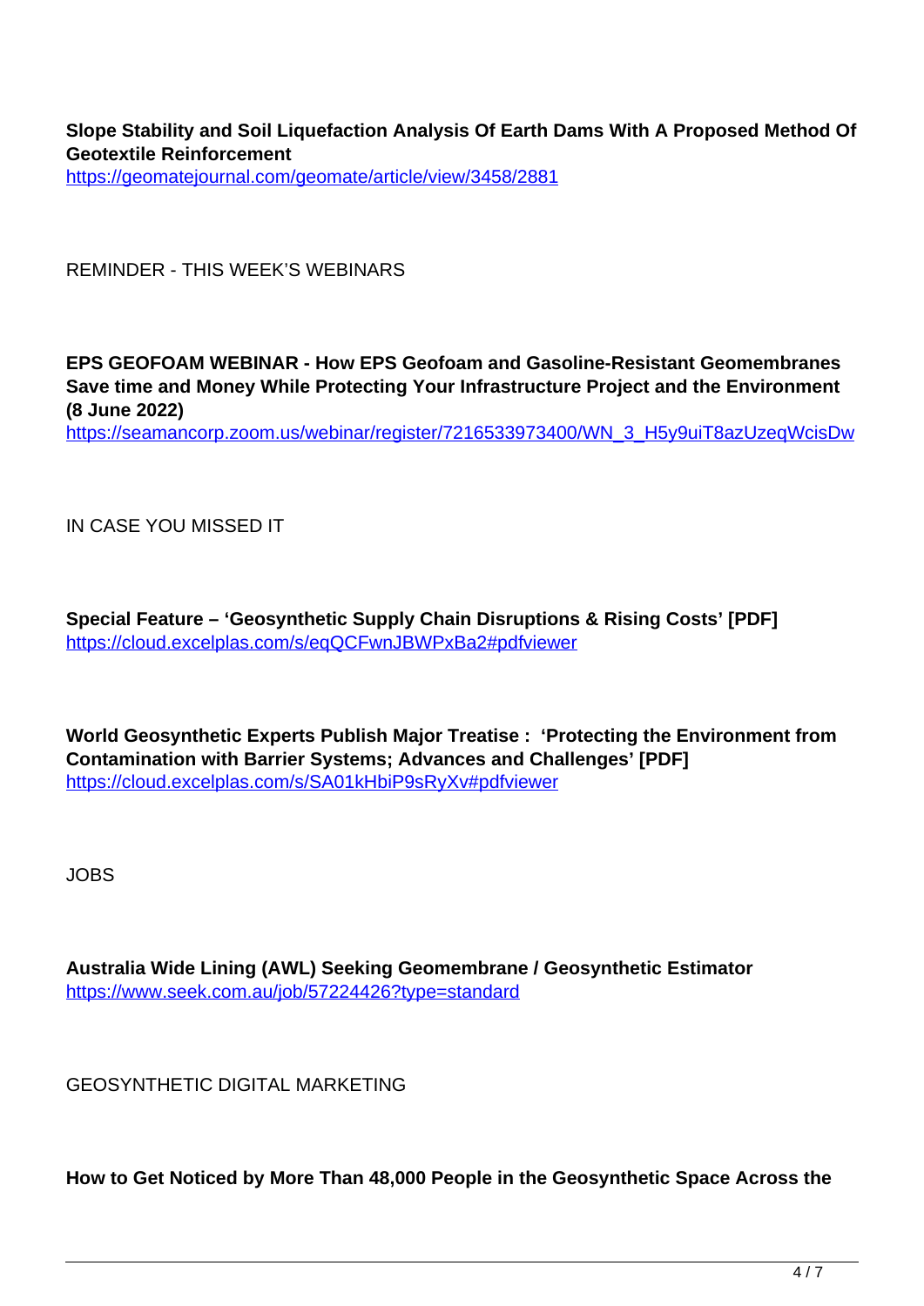**Slope Stability and Soil Liquefaction Analysis Of Earth Dams With A Proposed Method Of Geotextile Reinforcement**
https://geomatejournal.com/geomate/article/view/3458/2881

REMINDER - THIS WEEK'S WEBINARS

**EPS GEOFOAM WEBINAR - How EPS Geofoam and Gasoline-Resistant Geomembranes Save time and Money While Protecting Your Infrastructure Project and the Environment (8 June 2022)**
https://seamancorp.zoom.us/webinar/register/7216533973400/WN_3_H5y9uiT8azUzeqWcisDw

IN CASE YOU MISSED IT

**Special Feature – 'Geosynthetic Supply Chain Disruptions & Rising Costs' [PDF]**
https://cloud.excelplas.com/s/eqQCFwnJBWPxBa2#pdfviewer

**World Geosynthetic Experts Publish Major Treatise : 'Protecting the Environment from Contamination with Barrier Systems; Advances and Challenges' [PDF]**
https://cloud.excelplas.com/s/SA01kHbiP9sRyXv#pdfviewer

JOBS

**Australia Wide Lining (AWL) Seeking Geomembrane / Geosynthetic Estimator**
https://www.seek.com.au/job/57224426?type=standard

GEOSYNTHETIC DIGITAL MARKETING

**How to Get Noticed by More Than 48,000 People in the Geosynthetic Space Across the**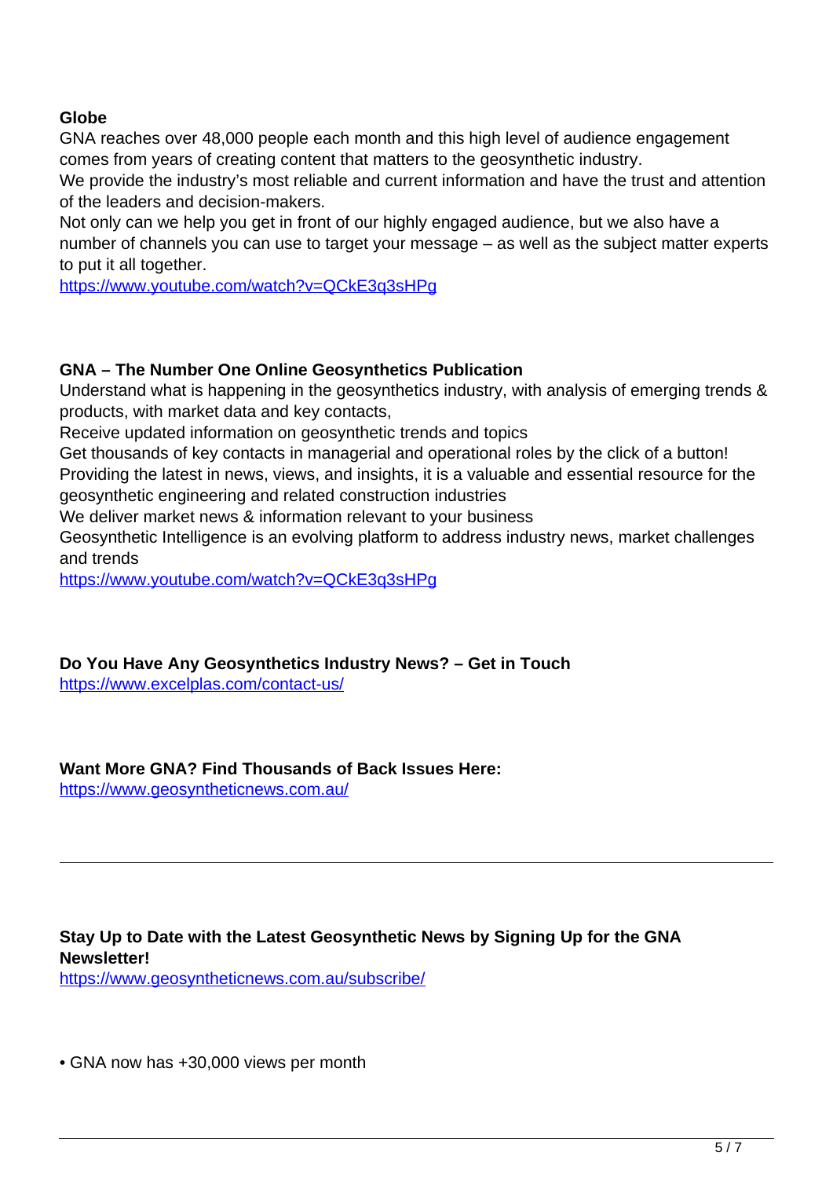**Globe**

GNA reaches over 48,000 people each month and this high level of audience engagement comes from years of creating content that matters to the geosynthetic industry.

We provide the industry's most reliable and current information and have the trust and attention of the leaders and decision-makers.

Not only can we help you get in front of our highly engaged audience, but we also have a number of channels you can use to target your message – as well as the subject matter experts to put it all together.

https://www.youtube.com/watch?v=QCkE3q3sHPg

**GNA – The Number One Online Geosynthetics Publication**

Understand what is happening in the geosynthetics industry, with analysis of emerging trends & products, with market data and key contacts,

Receive updated information on geosynthetic trends and topics

Get thousands of key contacts in managerial and operational roles by the click of a button!

Providing the latest in news, views, and insights, it is a valuable and essential resource for the geosynthetic engineering and related construction industries

We deliver market news & information relevant to your business

Geosynthetic Intelligence is an evolving platform to address industry news, market challenges and trends

https://www.youtube.com/watch?v=QCkE3q3sHPg

**Do You Have Any Geosynthetics Industry News? – Get in Touch**

https://www.excelplas.com/contact-us/

**Want More GNA? Find Thousands of Back Issues Here:**

https://www.geosyntheticnews.com.au/

---

**Stay Up to Date with the Latest Geosynthetic News by Signing Up for the GNA Newsletter!**

https://www.geosyntheticnews.com.au/subscribe/

- GNA now has +30,000 views per month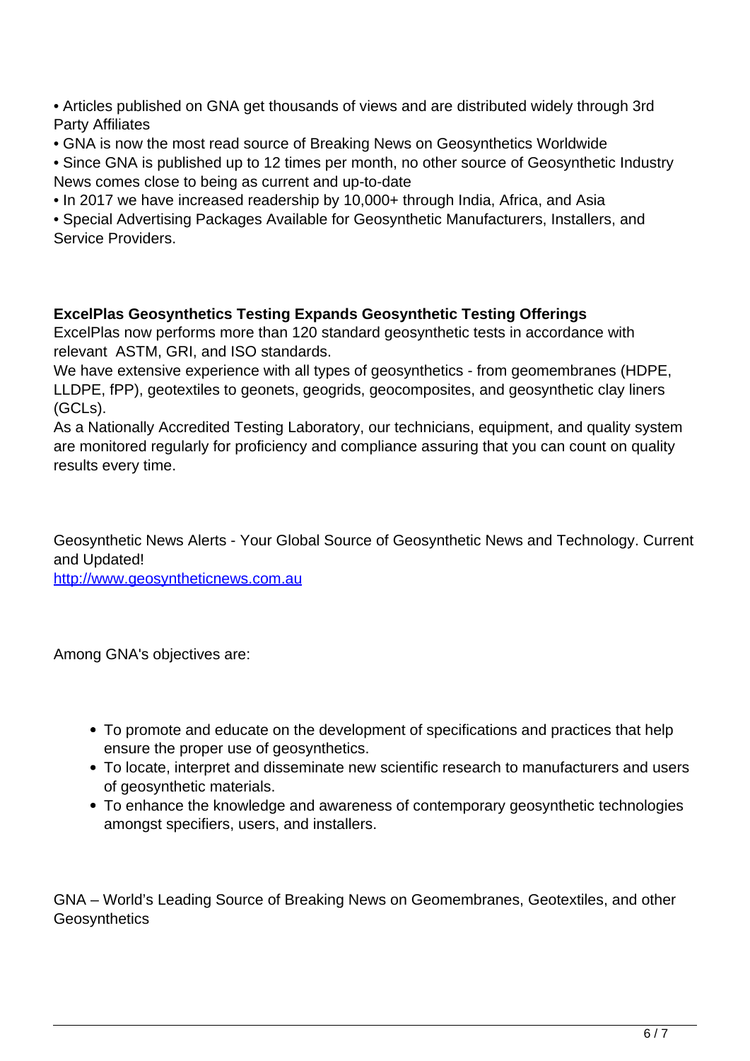• Articles published on GNA get thousands of views and are distributed widely through 3rd Party Affiliates
• GNA is now the most read source of Breaking News on Geosynthetics Worldwide
• Since GNA is published up to 12 times per month, no other source of Geosynthetic Industry News comes close to being as current and up-to-date
• In 2017 we have increased readership by 10,000+ through India, Africa, and Asia
• Special Advertising Packages Available for Geosynthetic Manufacturers, Installers, and Service Providers.

**ExcelPlas Geosynthetics Testing Expands Geosynthetic Testing Offerings**
ExcelPlas now performs more than 120 standard geosynthetic tests in accordance with relevant ASTM, GRI, and ISO standards.
We have extensive experience with all types of geosynthetics - from geomembranes (HDPE, LLDPE, fPP), geotextiles to geonets, geogrids, geocomposites, and geosynthetic clay liners (GCLs).
As a Nationally Accredited Testing Laboratory, our technicians, equipment, and quality system are monitored regularly for proficiency and compliance assuring that you can count on quality results every time.

Geosynthetic News Alerts - Your Global Source of Geosynthetic News and Technology. Current and Updated!
[http://www.geosyntheticnews.com.au](http://www.geosyntheticnews.com.au)

Among GNA's objectives are:

- To promote and educate on the development of specifications and practices that help ensure the proper use of geosynthetics.
- To locate, interpret and disseminate new scientific research to manufacturers and users of geosynthetic materials.
- To enhance the knowledge and awareness of contemporary geosynthetic technologies amongst specifiers, users, and installers.

GNA – World's Leading Source of Breaking News on Geomembranes, Geotextiles, and other Geosynthetics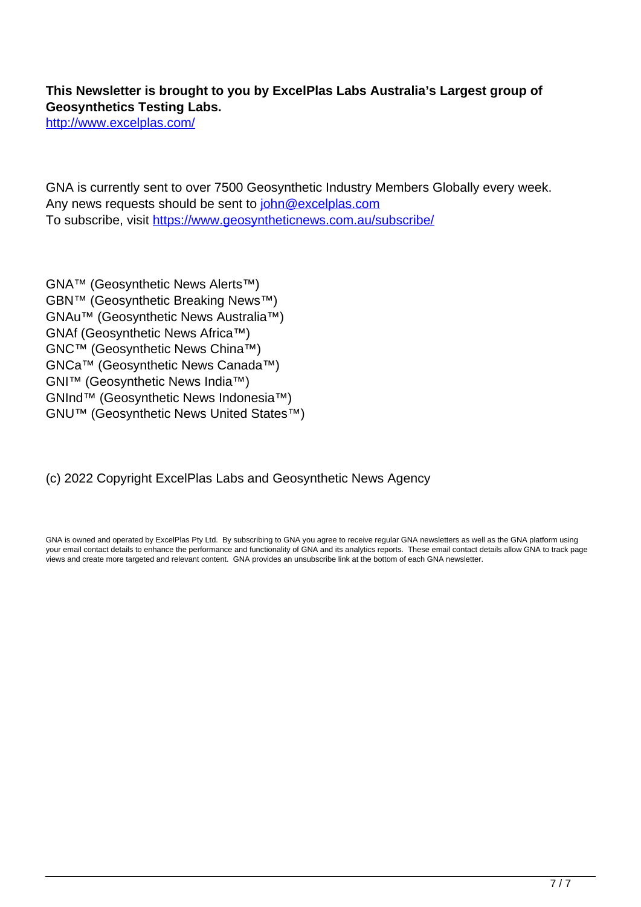**This Newsletter is brought to you by ExcelPlas Labs Australia's Largest group of Geosynthetics Testing Labs.**
[http://www.excelplas.com/](http://www.excelplas.com/)

GNA is currently sent to over 7500 Geosynthetic Industry Members Globally every week.
Any news requests should be sent to [john@excelplas.com](mailto:john@excelplas.com)
To subscribe, visit [https://www.geosyntheticnews.com.au/subscribe/](https://www.geosyntheticnews.com.au/subscribe/)

GNA™ (Geosynthetic News Alerts™)
GBN™ (Geosynthetic Breaking News™)
GNAu™ (Geosynthetic News Australia™)
GNAf (Geosynthetic News Africa™)
GNC™ (Geosynthetic News China™)
GNCa™ (Geosynthetic News Canada™)
GNI™ (Geosynthetic News India™)
GNInd™ (Geosynthetic News Indonesia™)
GNU™ (Geosynthetic News United States™)

(c) 2022 Copyright ExcelPlas Labs and Geosynthetic News Agency

GNA is owned and operated by ExcelPlas Pty Ltd. By subscribing to GNA you agree to receive regular GNA newsletters as well as the GNA platform using your email contact details to enhance the performance and functionality of GNA and its analytics reports. These email contact details allow GNA to track page views and create more targeted and relevant content. GNA provides an unsubscribe link at the bottom of each GNA newsletter.